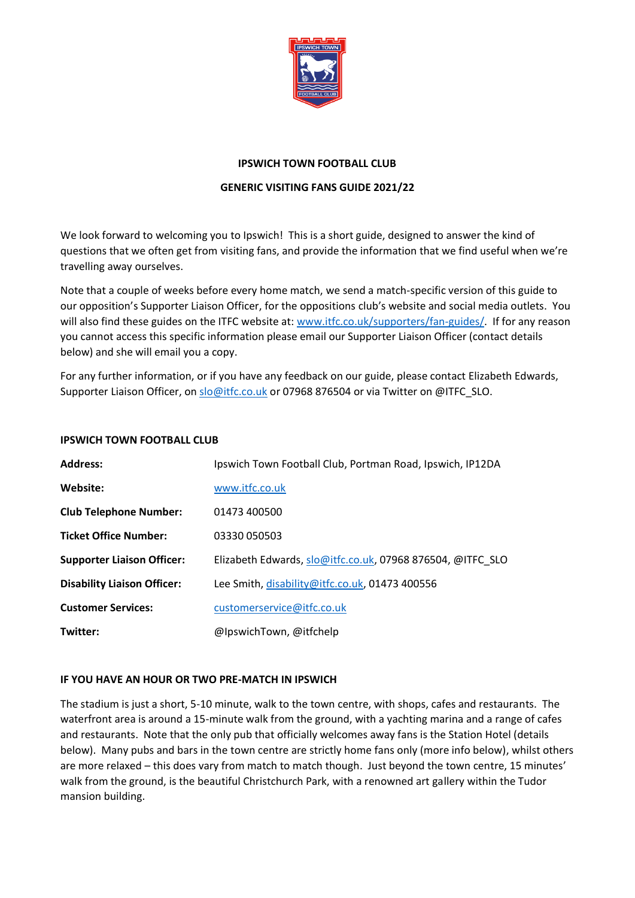# IPSWICH TOWN FOOTBALL CLUB

## GENERIC VISITING FANS GUIDE 2021/22

We look forward to welcoming you to Ipswich! This is a short guide, designed to answer the kind of questions that we often get from visiting fans, and provide the information that we find useful when we're travelling away ourselves.

Note that a couple of weeks before every home match, we send a match-specific version of this guide to our opposition's Supporter Liaison Officer, for the oppositions club's website and social media outlets. You will also find these guides on the ITFC website at: [www.itfc.co.uk/supporters/fan-guides/](www.itfc.co.uk/supporters/fan-guides/). If for any reason you cannot access this specific information please email our Supporter Liaison Officer (contact details below) and she will email you a copy.

For any further information, or if you have any feedback on our guide, please contact Elizabeth Edwards, Supporter Liaison Officer, on [slo@itfc.co.uk](mailto:slo@itfc.co.uk) or 07968 876504 or via Twitter on @ITFC_SLO.

### IPSWICH TOWN FOOTBALL CLUB

| | |
|---|---|
| **Address:** | Ipswich Town Football Club, Portman Road, Ipswich, IP12DA |
| **Website:** | [www.itfc.co.uk](www.itfc.co.uk) |
| **Club Telephone Number:** | 01473 400500 |
| **Ticket Office Number:** | 03330 050503 |
| **Supporter Liaison Officer:** | Elizabeth Edwards, [slo@itfc.co.uk](mailto:slo@itfc.co.uk), 07968 876504, @ITFC_SLO |
| **Disability Liaison Officer:** | Lee Smith, [disability@itfc.co.uk](mailto:disability@itfc.co.uk), 01473 400556 |
| **Customer Services:** | [customerservice@itfc.co.uk](mailto:customerservice@itfc.co.uk) |
| **Twitter:** | @IpswichTown, @itfchelp |

### IF YOU HAVE AN HOUR OR TWO PRE-MATCH IN IPSWICH

The stadium is just a short, 5-10 minute, walk to the town centre, with shops, cafes and restaurants. The waterfront area is around a 15-minute walk from the ground, with a yachting marina and a range of cafes and restaurants. Note that the only pub that officially welcomes away fans is the Station Hotel (details below). Many pubs and bars in the town centre are strictly home fans only (more info below), whilst others are more relaxed – this does vary from match to match though. Just beyond the town centre, 15 minutes' walk from the ground, is the beautiful Christchurch Park, with a renowned art gallery within the Tudor mansion building.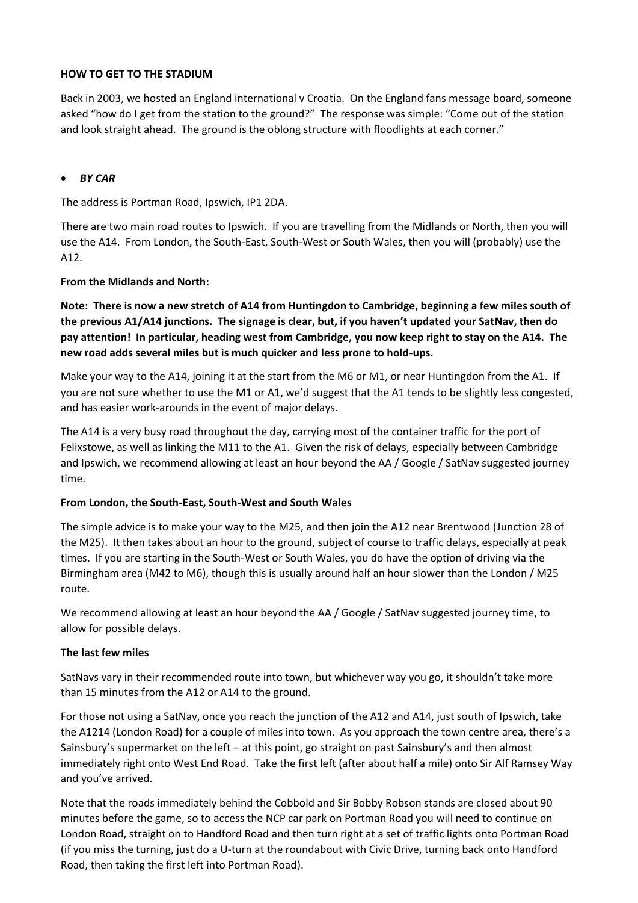**HOW TO GET TO THE STADIUM**

Back in 2003, we hosted an England international v Croatia. On the England fans message board, someone asked "how do I get from the station to the ground?" The response was simple: "Come out of the station and look straight ahead. The ground is the oblong structure with floodlights at each corner."

- ***BY CAR***

The address is Portman Road, Ipswich, IP1 2DA.

There are two main road routes to Ipswich. If you are travelling from the Midlands or North, then you will use the A14. From London, the South-East, South-West or South Wales, then you will (probably) use the A12.

**From the Midlands and North:**

**Note: There is now a new stretch of A14 from Huntingdon to Cambridge, beginning a few miles south of the previous A1/A14 junctions. The signage is clear, but, if you haven't updated your SatNav, then do pay attention! In particular, heading west from Cambridge, you now keep right to stay on the A14. The new road adds several miles but is much quicker and less prone to hold-ups.**

Make your way to the A14, joining it at the start from the M6 or M1, or near Huntingdon from the A1. If you are not sure whether to use the M1 or A1, we'd suggest that the A1 tends to be slightly less congested, and has easier work-arounds in the event of major delays.

The A14 is a very busy road throughout the day, carrying most of the container traffic for the port of Felixstowe, as well as linking the M11 to the A1. Given the risk of delays, especially between Cambridge and Ipswich, we recommend allowing at least an hour beyond the AA / Google / SatNav suggested journey time.

**From London, the South-East, South-West and South Wales**

The simple advice is to make your way to the M25, and then join the A12 near Brentwood (Junction 28 of the M25). It then takes about an hour to the ground, subject of course to traffic delays, especially at peak times. If you are starting in the South-West or South Wales, you do have the option of driving via the Birmingham area (M42 to M6), though this is usually around half an hour slower than the London / M25 route.

We recommend allowing at least an hour beyond the AA / Google / SatNav suggested journey time, to allow for possible delays.

**The last few miles**

SatNavs vary in their recommended route into town, but whichever way you go, it shouldn't take more than 15 minutes from the A12 or A14 to the ground.

For those not using a SatNav, once you reach the junction of the A12 and A14, just south of Ipswich, take the A1214 (London Road) for a couple of miles into town. As you approach the town centre area, there's a Sainsbury's supermarket on the left – at this point, go straight on past Sainsbury's and then almost immediately right onto West End Road. Take the first left (after about half a mile) onto Sir Alf Ramsey Way and you've arrived.

Note that the roads immediately behind the Cobbold and Sir Bobby Robson stands are closed about 90 minutes before the game, so to access the NCP car park on Portman Road you will need to continue on London Road, straight on to Handford Road and then turn right at a set of traffic lights onto Portman Road (if you miss the turning, just do a U-turn at the roundabout with Civic Drive, turning back onto Handford Road, then taking the first left into Portman Road).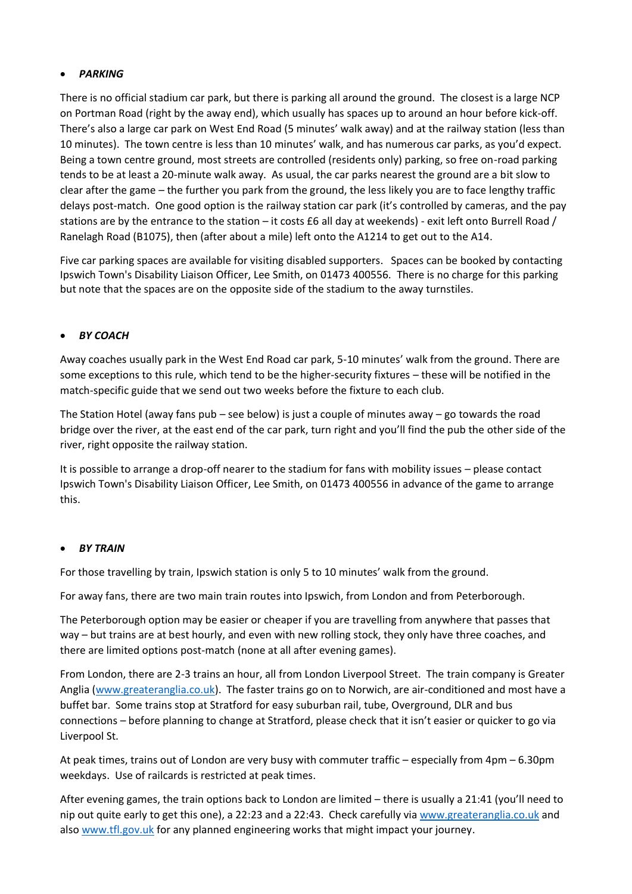- ***PARKING***

There is no official stadium car park, but there is parking all around the ground. The closest is a large NCP on Portman Road (right by the away end), which usually has spaces up to around an hour before kick-off. There's also a large car park on West End Road (5 minutes' walk away) and at the railway station (less than 10 minutes). The town centre is less than 10 minutes' walk, and has numerous car parks, as you'd expect. Being a town centre ground, most streets are controlled (residents only) parking, so free on-road parking tends to be at least a 20-minute walk away. As usual, the car parks nearest the ground are a bit slow to clear after the game – the further you park from the ground, the less likely you are to face lengthy traffic delays post-match. One good option is the railway station car park (it's controlled by cameras, and the pay stations are by the entrance to the station – it costs £6 all day at weekends) - exit left onto Burrell Road / Ranelagh Road (B1075), then (after about a mile) left onto the A1214 to get out to the A14.

Five car parking spaces are available for visiting disabled supporters. Spaces can be booked by contacting Ipswich Town's Disability Liaison Officer, Lee Smith, on 01473 400556. There is no charge for this parking but note that the spaces are on the opposite side of the stadium to the away turnstiles.

- ***BY COACH***

Away coaches usually park in the West End Road car park, 5-10 minutes' walk from the ground. There are some exceptions to this rule, which tend to be the higher-security fixtures – these will be notified in the match-specific guide that we send out two weeks before the fixture to each club.

The Station Hotel (away fans pub – see below) is just a couple of minutes away – go towards the road bridge over the river, at the east end of the car park, turn right and you'll find the pub the other side of the river, right opposite the railway station.

It is possible to arrange a drop-off nearer to the stadium for fans with mobility issues – please contact Ipswich Town's Disability Liaison Officer, Lee Smith, on 01473 400556 in advance of the game to arrange this.

- ***BY TRAIN***

For those travelling by train, Ipswich station is only 5 to 10 minutes' walk from the ground.

For away fans, there are two main train routes into Ipswich, from London and from Peterborough.

The Peterborough option may be easier or cheaper if you are travelling from anywhere that passes that way – but trains are at best hourly, and even with new rolling stock, they only have three coaches, and there are limited options post-match (none at all after evening games).

From London, there are 2-3 trains an hour, all from London Liverpool Street. The train company is Greater Anglia (www.greateranglia.co.uk). The faster trains go on to Norwich, are air-conditioned and most have a buffet bar. Some trains stop at Stratford for easy suburban rail, tube, Overground, DLR and bus connections – before planning to change at Stratford, please check that it isn't easier or quicker to go via Liverpool St.

At peak times, trains out of London are very busy with commuter traffic – especially from 4pm – 6.30pm weekdays. Use of railcards is restricted at peak times.

After evening games, the train options back to London are limited – there is usually a 21:41 (you'll need to nip out quite early to get this one), a 22:23 and a 22:43. Check carefully via www.greateranglia.co.uk and also www.tfl.gov.uk for any planned engineering works that might impact your journey.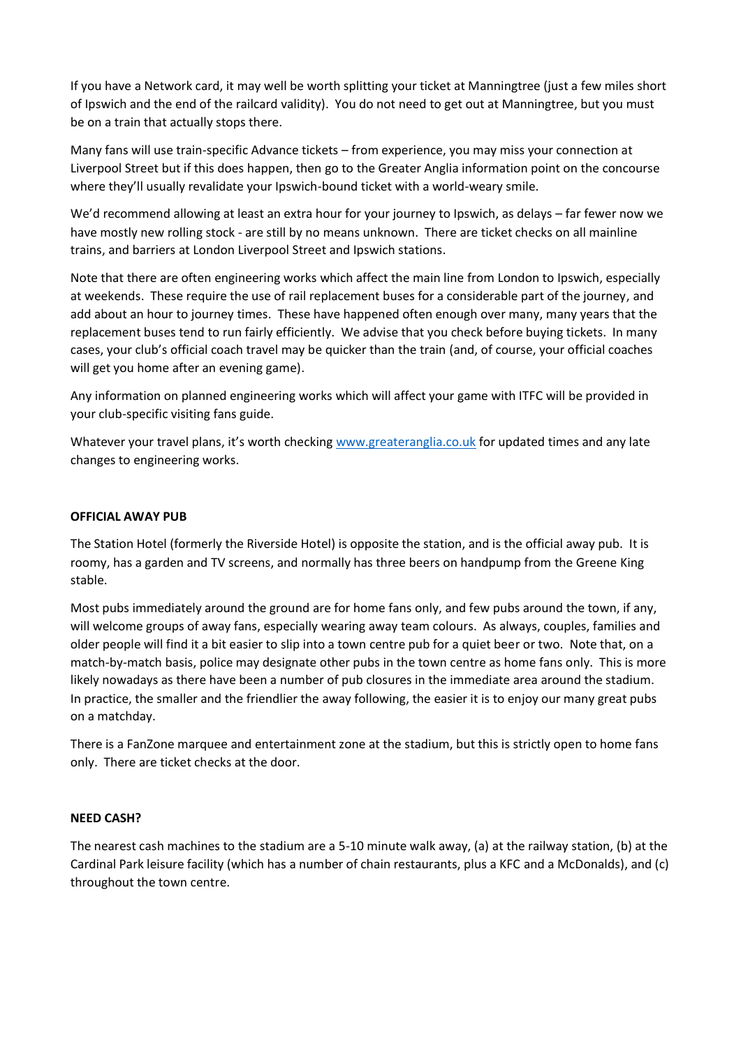If you have a Network card, it may well be worth splitting your ticket at Manningtree (just a few miles short of Ipswich and the end of the railcard validity). You do not need to get out at Manningtree, but you must be on a train that actually stops there.

Many fans will use train-specific Advance tickets – from experience, you may miss your connection at Liverpool Street but if this does happen, then go to the Greater Anglia information point on the concourse where they'll usually revalidate your Ipswich-bound ticket with a world-weary smile.

We'd recommend allowing at least an extra hour for your journey to Ipswich, as delays – far fewer now we have mostly new rolling stock - are still by no means unknown. There are ticket checks on all mainline trains, and barriers at London Liverpool Street and Ipswich stations.

Note that there are often engineering works which affect the main line from London to Ipswich, especially at weekends. These require the use of rail replacement buses for a considerable part of the journey, and add about an hour to journey times. These have happened often enough over many, many years that the replacement buses tend to run fairly efficiently. We advise that you check before buying tickets. In many cases, your club's official coach travel may be quicker than the train (and, of course, your official coaches will get you home after an evening game).

Any information on planned engineering works which will affect your game with ITFC will be provided in your club-specific visiting fans guide.

Whatever your travel plans, it's worth checking [www.greateranglia.co.uk](http://www.greateranglia.co.uk) for updated times and any late changes to engineering works.

**OFFICIAL AWAY PUB**

The Station Hotel (formerly the Riverside Hotel) is opposite the station, and is the official away pub. It is roomy, has a garden and TV screens, and normally has three beers on handpump from the Greene King stable.

Most pubs immediately around the ground are for home fans only, and few pubs around the town, if any, will welcome groups of away fans, especially wearing away team colours. As always, couples, families and older people will find it a bit easier to slip into a town centre pub for a quiet beer or two. Note that, on a match-by-match basis, police may designate other pubs in the town centre as home fans only. This is more likely nowadays as there have been a number of pub closures in the immediate area around the stadium. In practice, the smaller and the friendlier the away following, the easier it is to enjoy our many great pubs on a matchday.

There is a FanZone marquee and entertainment zone at the stadium, but this is strictly open to home fans only. There are ticket checks at the door.

**NEED CASH?**

The nearest cash machines to the stadium are a 5-10 minute walk away, (a) at the railway station, (b) at the Cardinal Park leisure facility (which has a number of chain restaurants, plus a KFC and a McDonalds), and (c) throughout the town centre.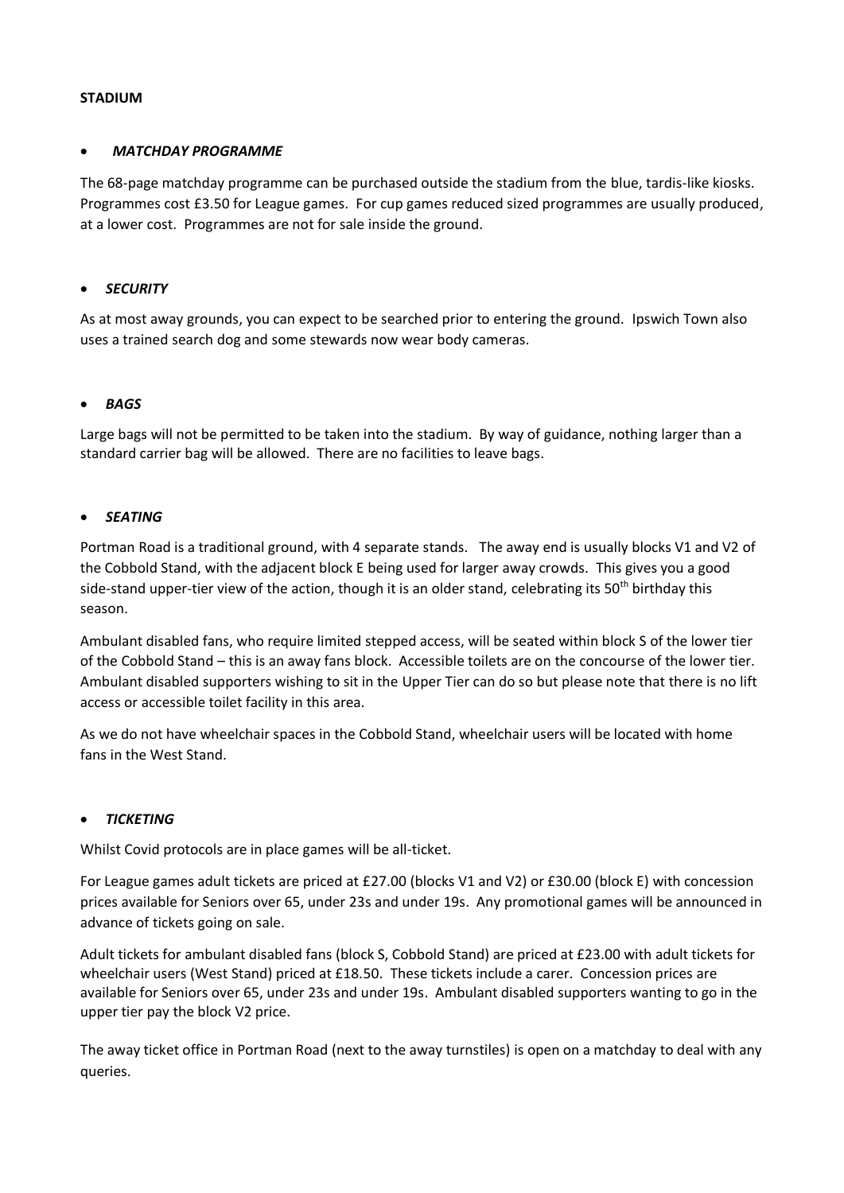**STADIUM**

- ***MATCHDAY PROGRAMME***

The 68-page matchday programme can be purchased outside the stadium from the blue, tardis-like kiosks. Programmes cost £3.50 for League games. For cup games reduced sized programmes are usually produced, at a lower cost. Programmes are not for sale inside the ground.

- ***SECURITY***

As at most away grounds, you can expect to be searched prior to entering the ground. Ipswich Town also uses a trained search dog and some stewards now wear body cameras.

- ***BAGS***

Large bags will not be permitted to be taken into the stadium. By way of guidance, nothing larger than a standard carrier bag will be allowed. There are no facilities to leave bags.

- ***SEATING***

Portman Road is a traditional ground, with 4 separate stands. The away end is usually blocks V1 and V2 of the Cobbold Stand, with the adjacent block E being used for larger away crowds. This gives you a good side-stand upper-tier view of the action, though it is an older stand, celebrating its 50th birthday this season.

Ambulant disabled fans, who require limited stepped access, will be seated within block S of the lower tier of the Cobbold Stand – this is an away fans block. Accessible toilets are on the concourse of the lower tier. Ambulant disabled supporters wishing to sit in the Upper Tier can do so but please note that there is no lift access or accessible toilet facility in this area.

As we do not have wheelchair spaces in the Cobbold Stand, wheelchair users will be located with home fans in the West Stand.

- ***TICKETING***

Whilst Covid protocols are in place games will be all-ticket.

For League games adult tickets are priced at £27.00 (blocks V1 and V2) or £30.00 (block E) with concession prices available for Seniors over 65, under 23s and under 19s. Any promotional games will be announced in advance of tickets going on sale.

Adult tickets for ambulant disabled fans (block S, Cobbold Stand) are priced at £23.00 with adult tickets for wheelchair users (West Stand) priced at £18.50. These tickets include a carer. Concession prices are available for Seniors over 65, under 23s and under 19s. Ambulant disabled supporters wanting to go in the upper tier pay the block V2 price.

The away ticket office in Portman Road (next to the away turnstiles) is open on a matchday to deal with any queries.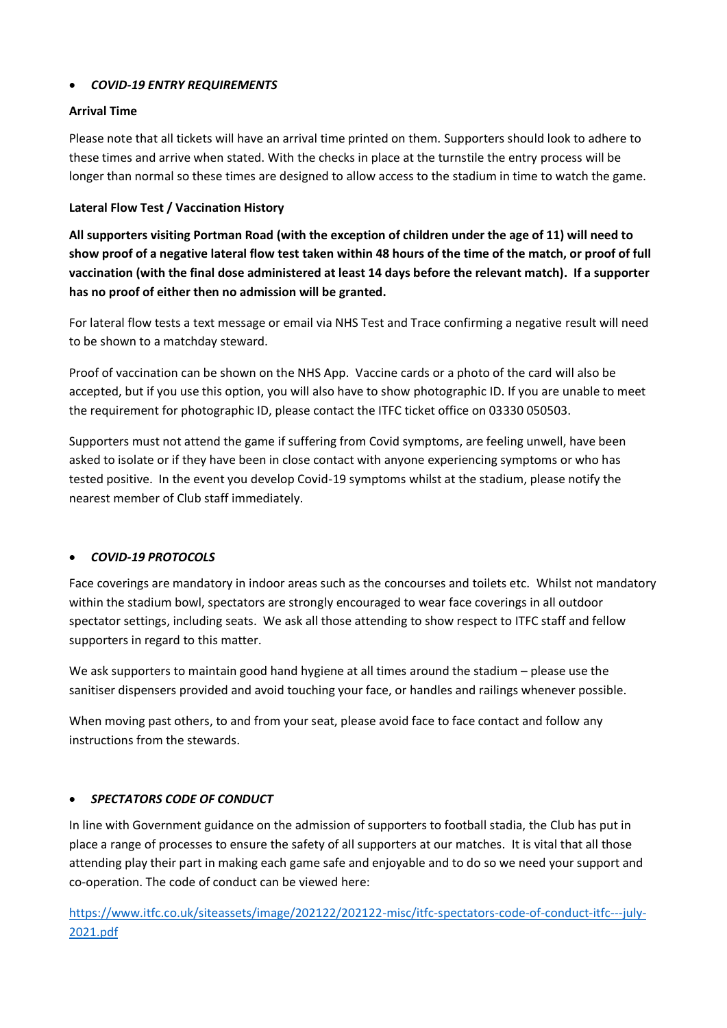- ***COVID-19 ENTRY REQUIREMENTS***

**Arrival Time**

Please note that all tickets will have an arrival time printed on them. Supporters should look to adhere to these times and arrive when stated. With the checks in place at the turnstile the entry process will be longer than normal so these times are designed to allow access to the stadium in time to watch the game.

**Lateral Flow Test / Vaccination History**

**All supporters visiting Portman Road (with the exception of children under the age of 11) will need to show proof of a negative lateral flow test taken within 48 hours of the time of the match, or proof of full vaccination (with the final dose administered at least 14 days before the relevant match). If a supporter has no proof of either then no admission will be granted.**

For lateral flow tests a text message or email via NHS Test and Trace confirming a negative result will need to be shown to a matchday steward.

Proof of vaccination can be shown on the NHS App. Vaccine cards or a photo of the card will also be accepted, but if you use this option, you will also have to show photographic ID. If you are unable to meet the requirement for photographic ID, please contact the ITFC ticket office on 03330 050503.

Supporters must not attend the game if suffering from Covid symptoms, are feeling unwell, have been asked to isolate or if they have been in close contact with anyone experiencing symptoms or who has tested positive. In the event you develop Covid-19 symptoms whilst at the stadium, please notify the nearest member of Club staff immediately.

- ***COVID-19 PROTOCOLS***

Face coverings are mandatory in indoor areas such as the concourses and toilets etc. Whilst not mandatory within the stadium bowl, spectators are strongly encouraged to wear face coverings in all outdoor spectator settings, including seats. We ask all those attending to show respect to ITFC staff and fellow supporters in regard to this matter.

We ask supporters to maintain good hand hygiene at all times around the stadium – please use the sanitiser dispensers provided and avoid touching your face, or handles and railings whenever possible.

When moving past others, to and from your seat, please avoid face to face contact and follow any instructions from the stewards.

- ***SPECTATORS CODE OF CONDUCT***

In line with Government guidance on the admission of supporters to football stadia, the Club has put in place a range of processes to ensure the safety of all supporters at our matches. It is vital that all those attending play their part in making each game safe and enjoyable and to do so we need your support and co-operation. The code of conduct can be viewed here:

https://www.itfc.co.uk/siteassets/image/202122/202122-misc/itfc-spectators-code-of-conduct-itfc---july-2021.pdf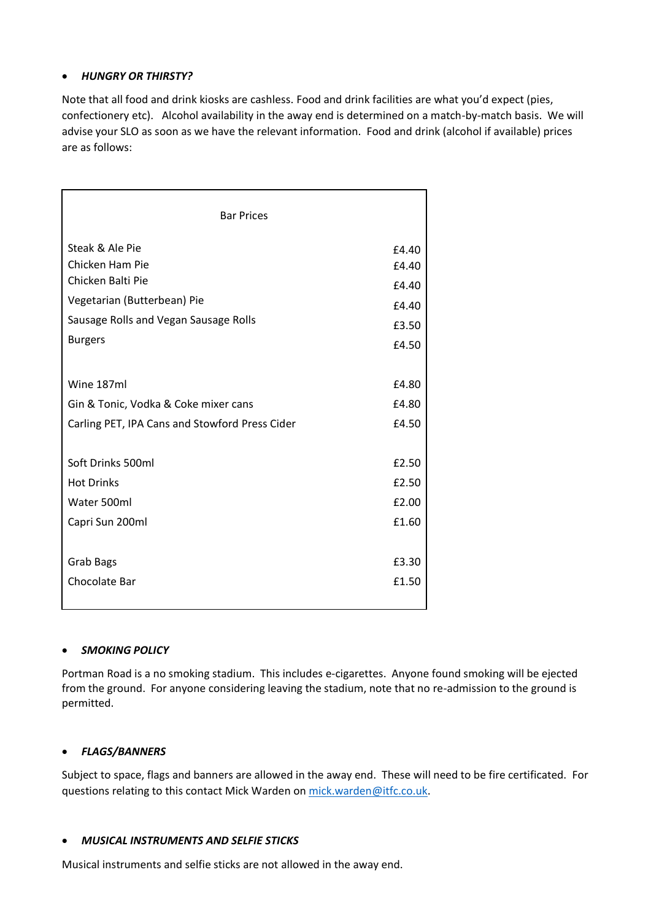- ***HUNGRY OR THIRSTY?***

Note that all food and drink kiosks are cashless. Food and drink facilities are what you'd expect (pies, confectionery etc). Alcohol availability in the away end is determined on a match-by-match basis. We will advise your SLO as soon as we have the relevant information. Food and drink (alcohol if available) prices are as follows:

| Bar Prices | |
|---|---|
| Steak & Ale Pie | £4.40 |
| Chicken Ham Pie | £4.40 |
| Chicken Balti Pie | £4.40 |
| Vegetarian (Butterbean) Pie | £4.40 |
| Sausage Rolls and Vegan Sausage Rolls | £3.50 |
| Burgers | £4.50 |
| | |
| Wine 187ml | £4.80 |
| Gin & Tonic, Vodka & Coke mixer cans | £4.80 |
| Carling PET, IPA Cans and Stowford Press Cider | £4.50 |
| | |
| Soft Drinks 500ml | £2.50 |
| Hot Drinks | £2.50 |
| Water 500ml | £2.00 |
| Capri Sun 200ml | £1.60 |
| | |
| Grab Bags | £3.30 |
| Chocolate Bar | £1.50 |

- ***SMOKING POLICY***

Portman Road is a no smoking stadium. This includes e-cigarettes. Anyone found smoking will be ejected from the ground. For anyone considering leaving the stadium, note that no re-admission to the ground is permitted.

- ***FLAGS/BANNERS***

Subject to space, flags and banners are allowed in the away end. These will need to be fire certificated. For questions relating to this contact Mick Warden on mick.warden@itfc.co.uk.

- ***MUSICAL INSTRUMENTS AND SELFIE STICKS***

Musical instruments and selfie sticks are not allowed in the away end.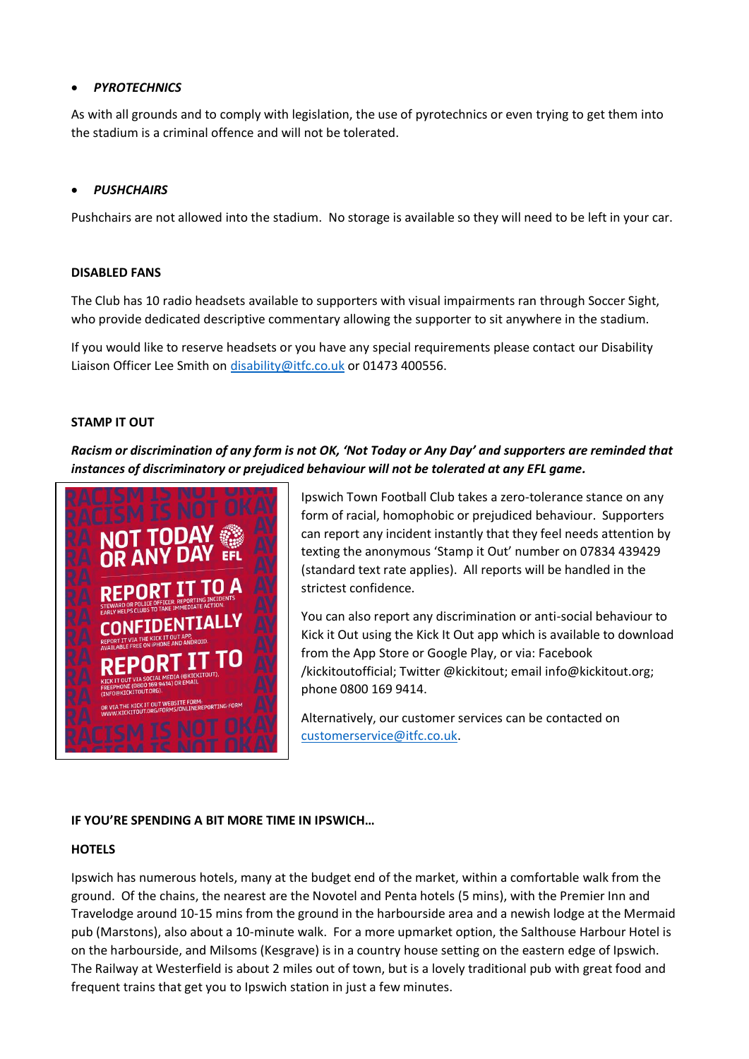- ***PYROTECHNICS***

As with all grounds and to comply with legislation, the use of pyrotechnics or even trying to get them into the stadium is a criminal offence and will not be tolerated.

- ***PUSHCHAIRS***

Pushchairs are not allowed into the stadium. No storage is available so they will need to be left in your car.

**DISABLED FANS**

The Club has 10 radio headsets available to supporters with visual impairments ran through Soccer Sight, who provide dedicated descriptive commentary allowing the supporter to sit anywhere in the stadium.

If you would like to reserve headsets or you have any special requirements please contact our Disability Liaison Officer Lee Smith on disability@itfc.co.uk or 01473 400556.

**STAMP IT OUT**

***Racism or discrimination of any form is not OK, 'Not Today or Any Day' and supporters are reminded that instances of discriminatory or prejudiced behaviour will not be tolerated at any EFL game.***

Ipswich Town Football Club takes a zero-tolerance stance on any form of racial, homophobic or prejudiced behaviour. Supporters can report any incident instantly that they feel needs attention by texting the anonymous 'Stamp it Out' number on 07834 439429 (standard text rate applies). All reports will be handled in the strictest confidence.

You can also report any discrimination or anti-social behaviour to Kick it Out using the Kick It Out app which is available to download from the App Store or Google Play, or via: Facebook /kickitoutofficial; Twitter @kickitout; email info@kickitout.org; phone 0800 169 9414.

Alternatively, our customer services can be contacted on customerservice@itfc.co.uk.

**IF YOU'RE SPENDING A BIT MORE TIME IN IPSWICH…**

**HOTELS**

Ipswich has numerous hotels, many at the budget end of the market, within a comfortable walk from the ground. Of the chains, the nearest are the Novotel and Penta hotels (5 mins), with the Premier Inn and Travelodge around 10-15 mins from the ground in the harbourside area and a newish lodge at the Mermaid pub (Marstons), also about a 10-minute walk. For a more upmarket option, the Salthouse Harbour Hotel is on the harbourside, and Milsoms (Kesgrave) is in a country house setting on the eastern edge of Ipswich. The Railway at Westerfield is about 2 miles out of town, but is a lovely traditional pub with great food and frequent trains that get you to Ipswich station in just a few minutes.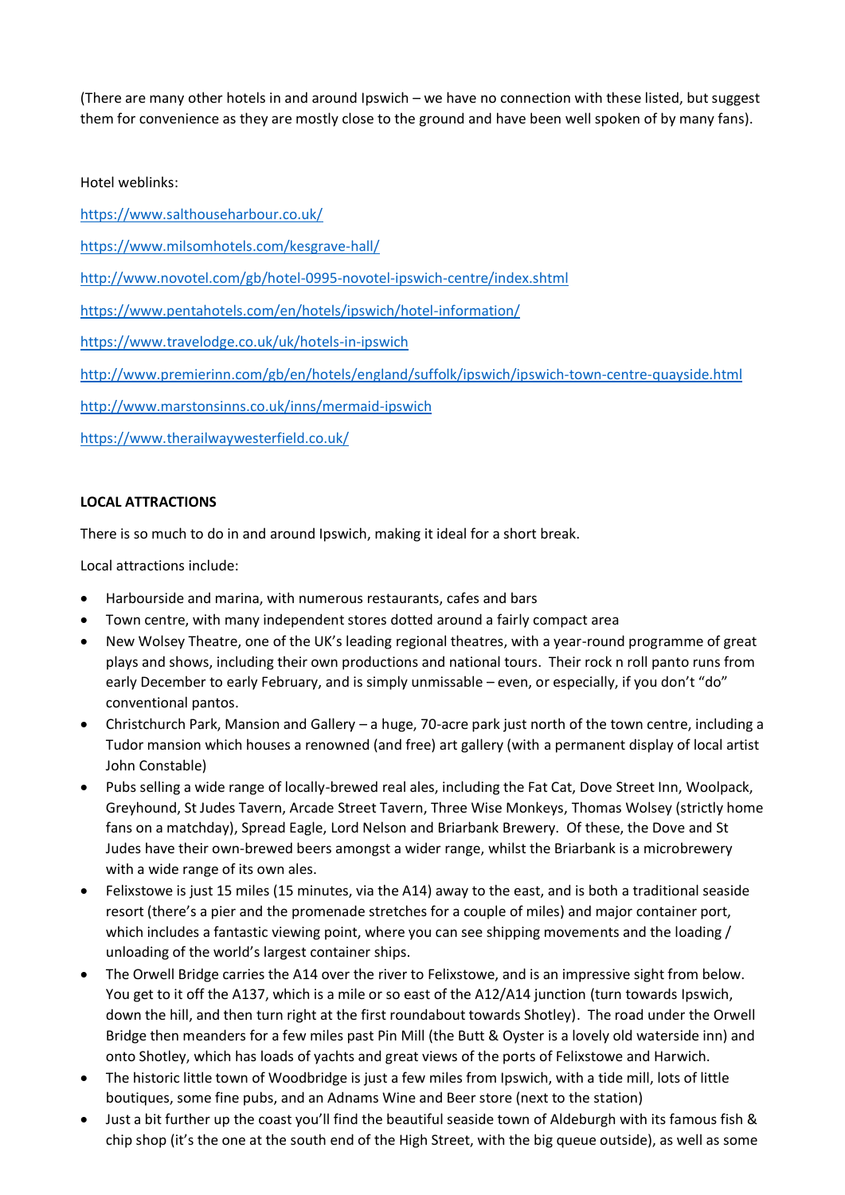(There are many other hotels in and around Ipswich – we have no connection with these listed, but suggest them for convenience as they are mostly close to the ground and have been well spoken of by many fans).

Hotel weblinks:

https://www.salthouseharbour.co.uk/

https://www.milsomhotels.com/kesgrave-hall/

http://www.novotel.com/gb/hotel-0995-novotel-ipswich-centre/index.shtml

https://www.pentahotels.com/en/hotels/ipswich/hotel-information/

https://www.travelodge.co.uk/uk/hotels-in-ipswich

http://www.premierinn.com/gb/en/hotels/england/suffolk/ipswich/ipswich-town-centre-quayside.html

http://www.marstonsinns.co.uk/inns/mermaid-ipswich

https://www.therailwaywesterfield.co.uk/

**LOCAL ATTRACTIONS**

There is so much to do in and around Ipswich, making it ideal for a short break.

Local attractions include:

- Harbourside and marina, with numerous restaurants, cafes and bars
- Town centre, with many independent stores dotted around a fairly compact area
- New Wolsey Theatre, one of the UK's leading regional theatres, with a year-round programme of great plays and shows, including their own productions and national tours. Their rock n roll panto runs from early December to early February, and is simply unmissable – even, or especially, if you don't "do" conventional pantos.
- Christchurch Park, Mansion and Gallery – a huge, 70-acre park just north of the town centre, including a Tudor mansion which houses a renowned (and free) art gallery (with a permanent display of local artist John Constable)
- Pubs selling a wide range of locally-brewed real ales, including the Fat Cat, Dove Street Inn, Woolpack, Greyhound, St Judes Tavern, Arcade Street Tavern, Three Wise Monkeys, Thomas Wolsey (strictly home fans on a matchday), Spread Eagle, Lord Nelson and Briarbank Brewery. Of these, the Dove and St Judes have their own-brewed beers amongst a wider range, whilst the Briarbank is a microbrewery with a wide range of its own ales.
- Felixstowe is just 15 miles (15 minutes, via the A14) away to the east, and is both a traditional seaside resort (there's a pier and the promenade stretches for a couple of miles) and major container port, which includes a fantastic viewing point, where you can see shipping movements and the loading / unloading of the world's largest container ships.
- The Orwell Bridge carries the A14 over the river to Felixstowe, and is an impressive sight from below. You get to it off the A137, which is a mile or so east of the A12/A14 junction (turn towards Ipswich, down the hill, and then turn right at the first roundabout towards Shotley). The road under the Orwell Bridge then meanders for a few miles past Pin Mill (the Butt & Oyster is a lovely old waterside inn) and onto Shotley, which has loads of yachts and great views of the ports of Felixstowe and Harwich.
- The historic little town of Woodbridge is just a few miles from Ipswich, with a tide mill, lots of little boutiques, some fine pubs, and an Adnams Wine and Beer store (next to the station)
- Just a bit further up the coast you'll find the beautiful seaside town of Aldeburgh with its famous fish & chip shop (it's the one at the south end of the High Street, with the big queue outside), as well as some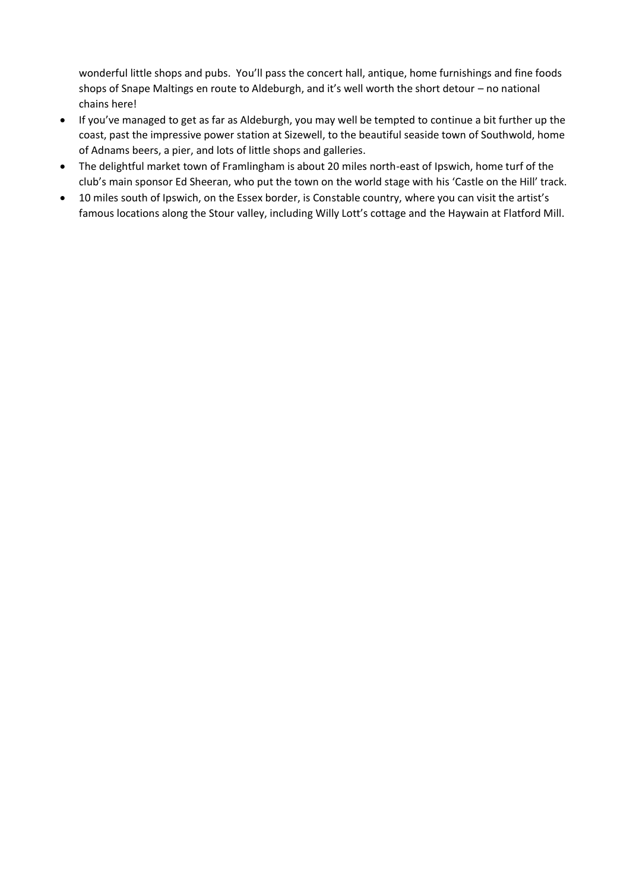wonderful little shops and pubs. You'll pass the concert hall, antique, home furnishings and fine foods shops of Snape Maltings en route to Aldeburgh, and it's well worth the short detour – no national chains here!

- If you've managed to get as far as Aldeburgh, you may well be tempted to continue a bit further up the coast, past the impressive power station at Sizewell, to the beautiful seaside town of Southwold, home of Adnams beers, a pier, and lots of little shops and galleries.
- The delightful market town of Framlingham is about 20 miles north-east of Ipswich, home turf of the club's main sponsor Ed Sheeran, who put the town on the world stage with his 'Castle on the Hill' track.
- 10 miles south of Ipswich, on the Essex border, is Constable country, where you can visit the artist's famous locations along the Stour valley, including Willy Lott's cottage and the Haywain at Flatford Mill.